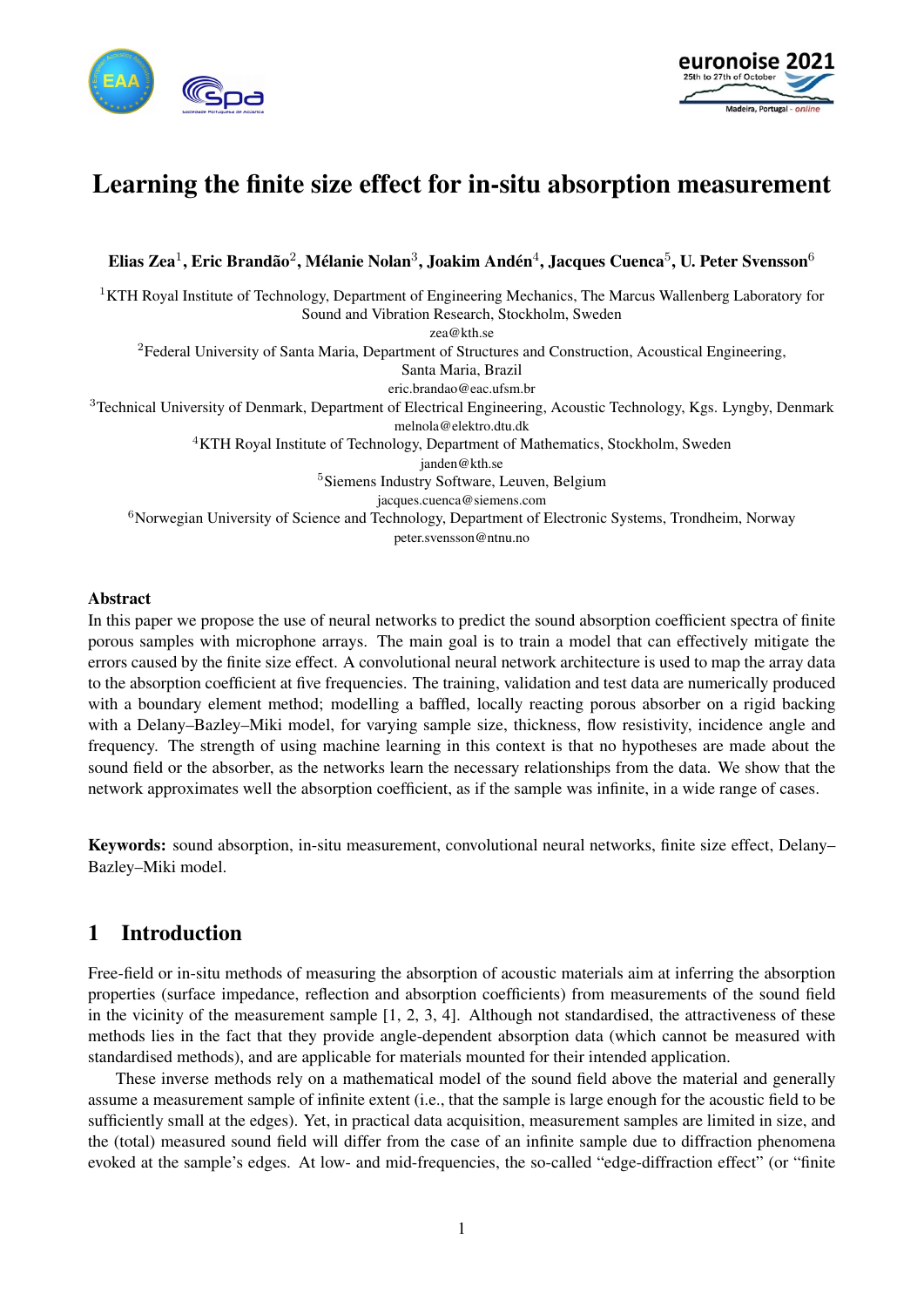# Learning the finite size effect for in-situ absorption measurement

**Elias Zea**[1]**, Eric Brandão**[2]**, Mélanie Nolan**[3]**, Joakim Andén**[4]**, Jacques Cuenca**[5]**, U. Peter Svensson**[6]

[1]KTH Royal Institute of Technology, Department of Engineering Mechanics, The Marcus Wallenberg Laboratory for Sound and Vibration Research, Stockholm, Sweden
zea@kth.se

[2]Federal University of Santa Maria, Department of Structures and Construction, Acoustical Engineering, Santa Maria, Brazil
eric.brandao@eac.ufsm.br

[3]Technical University of Denmark, Department of Electrical Engineering, Acoustic Technology, Kgs. Lyngby, Denmark
melnola@elektro.dtu.dk

[4]KTH Royal Institute of Technology, Department of Mathematics, Stockholm, Sweden
janden@kth.se

[5]Siemens Industry Software, Leuven, Belgium
jacques.cuenca@siemens.com

[6]Norwegian University of Science and Technology, Department of Electronic Systems, Trondheim, Norway
peter.svensson@ntnu.no

### Abstract

In this paper we propose the use of neural networks to predict the sound absorption coefficient spectra of finite porous samples with microphone arrays. The main goal is to train a model that can effectively mitigate the errors caused by the finite size effect. A convolutional neural network architecture is used to map the array data to the absorption coefficient at five frequencies. The training, validation and test data are numerically produced with a boundary element method; modelling a baffled, locally reacting porous absorber on a rigid backing with a Delany–Bazley–Miki model, for varying sample size, thickness, flow resistivity, incidence angle and frequency. The strength of using machine learning in this context is that no hypotheses are made about the sound field or the absorber, as the networks learn the necessary relationships from the data. We show that the network approximates well the absorption coefficient, as if the sample was infinite, in a wide range of cases.

**Keywords:** sound absorption, in-situ measurement, convolutional neural networks, finite size effect, Delany–Bazley–Miki model.

## 1 Introduction

Free-field or in-situ methods of measuring the absorption of acoustic materials aim at inferring the absorption properties (surface impedance, reflection and absorption coefficients) from measurements of the sound field in the vicinity of the measurement sample [1, 2, 3, 4]. Although not standardised, the attractiveness of these methods lies in the fact that they provide angle-dependent absorption data (which cannot be measured with standardised methods), and are applicable for materials mounted for their intended application.

These inverse methods rely on a mathematical model of the sound field above the material and generally assume a measurement sample of infinite extent (i.e., that the sample is large enough for the acoustic field to be sufficiently small at the edges). Yet, in practical data acquisition, measurement samples are limited in size, and the (total) measured sound field will differ from the case of an infinite sample due to diffraction phenomena evoked at the sample's edges. At low- and mid-frequencies, the so-called "edge-diffraction effect" (or "finite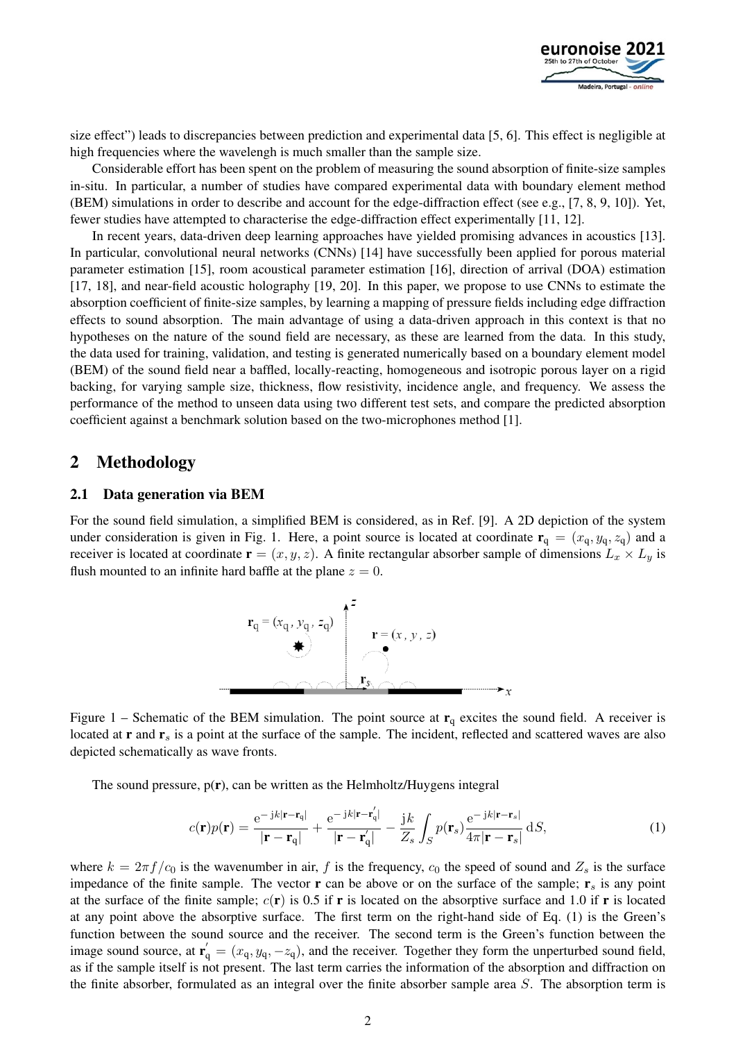size effect") leads to discrepancies between prediction and experimental data [5, 6]. This effect is negligible at high frequencies where the wavelengh is much smaller than the sample size.

Considerable effort has been spent on the problem of measuring the sound absorption of finite-size samples in-situ. In particular, a number of studies have compared experimental data with boundary element method (BEM) simulations in order to describe and account for the edge-diffraction effect (see e.g., [7, 8, 9, 10]). Yet, fewer studies have attempted to characterise the edge-diffraction effect experimentally [11, 12].

In recent years, data-driven deep learning approaches have yielded promising advances in acoustics [13]. In particular, convolutional neural networks (CNNs) [14] have successfully been applied for porous material parameter estimation [15], room acoustical parameter estimation [16], direction of arrival (DOA) estimation [17, 18], and near-field acoustic holography [19, 20]. In this paper, we propose to use CNNs to estimate the absorption coefficient of finite-size samples, by learning a mapping of pressure fields including edge diffraction effects to sound absorption. The main advantage of using a data-driven approach in this context is that no hypotheses on the nature of the sound field are necessary, as these are learned from the data. In this study, the data used for training, validation, and testing is generated numerically based on a boundary element model (BEM) of the sound field near a baffled, locally-reacting, homogeneous and isotropic porous layer on a rigid backing, for varying sample size, thickness, flow resistivity, incidence angle, and frequency. We assess the performance of the method to unseen data using two different test sets, and compare the predicted absorption coefficient against a benchmark solution based on the two-microphones method [1].

## 2 Methodology

### 2.1 Data generation via BEM

For the sound field simulation, a simplified BEM is considered, as in Ref. [9]. A 2D depiction of the system under consideration is given in Fig. 1. Here, a point source is located at coordinate $\mathbf{r}_\mathrm{q} = (x_\mathrm{q}, y_\mathrm{q}, z_\mathrm{q})$ and a receiver is located at coordinate $\mathbf{r} = (x, y, z)$. A finite rectangular absorber sample of dimensions $L_x \times L_y$ is flush mounted to an infinite hard baffle at the plane $z = 0$.

Figure 1 – Schematic of the BEM simulation. The point source at $\mathbf{r}_\mathrm{q}$ excites the sound field. A receiver is located at $\mathbf{r}$ and $\mathbf{r}_s$ is a point at the surface of the sample. The incident, reflected and scattered waves are also depicted schematically as wave fronts.

The sound pressure, $\mathrm{p}(\mathbf{r})$, can be written as the Helmholtz/Huygens integral

$$c(\mathbf{r})p(\mathbf{r}) = \frac{\mathrm{e}^{-\mathrm{j}k|\mathbf{r}-\mathbf{r}_\mathrm{q}|}}{|\mathbf{r}-\mathbf{r}_\mathrm{q}|} + \frac{\mathrm{e}^{-\mathrm{j}k|\mathbf{r}-\mathbf{r}_\mathrm{q}^{'}|}}{|\mathbf{r}-\mathbf{r}_\mathrm{q}^{'}|} - \frac{\mathrm{j}k}{Z_s}\int_S p(\mathbf{r}_s)\frac{\mathrm{e}^{-\mathrm{j}k|\mathbf{r}-\mathbf{r}_s|}}{4\pi|\mathbf{r}-\mathbf{r}_s|}\,\mathrm{d}S, \tag{1}$$

where $k = 2\pi f/c_0$ is the wavenumber in air, $f$ is the frequency, $c_0$ the speed of sound and $Z_s$ is the surface impedance of the finite sample. The vector $\mathbf{r}$ can be above or on the surface of the sample; $\mathbf{r}_s$ is any point at the surface of the finite sample; $c(\mathbf{r})$ is 0.5 if $\mathbf{r}$ is located on the absorptive surface and 1.0 if $\mathbf{r}$ is located at any point above the absorptive surface. The first term on the right-hand side of Eq. (1) is the Green's function between the sound source and the receiver. The second term is the Green's function between the image sound source, at $\mathbf{r}_\mathrm{q}^{'} = (x_\mathrm{q}, y_\mathrm{q}, -z_\mathrm{q})$, and the receiver. Together they form the unperturbed sound field, as if the sample itself is not present. The last term carries the information of the absorption and diffraction on the finite absorber, formulated as an integral over the finite absorber sample area $S$. The absorption term is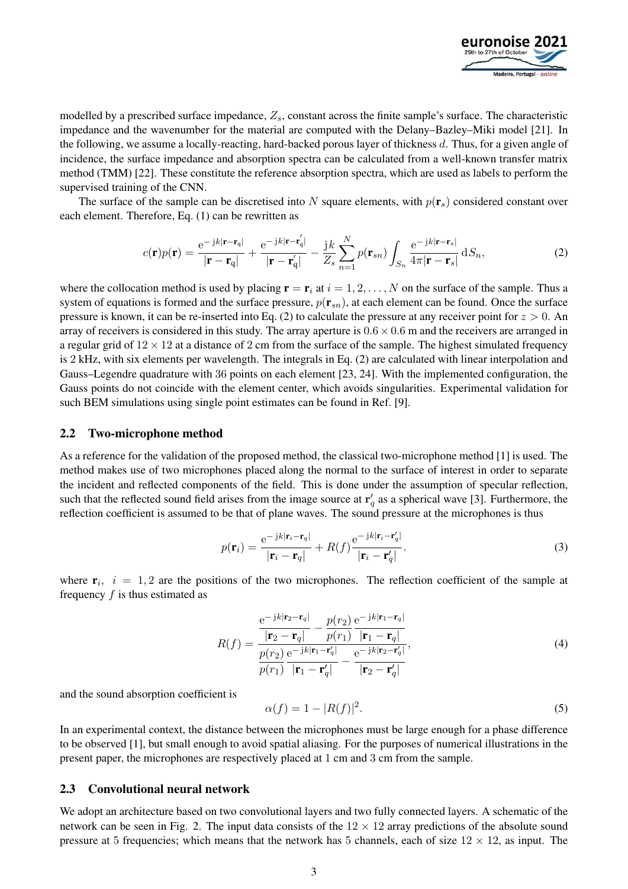modelled by a prescribed surface impedance, $Z_s$, constant across the finite sample's surface. The characteristic impedance and the wavenumber for the material are computed with the Delany–Bazley–Miki model [21]. In the following, we assume a locally-reacting, hard-backed porous layer of thickness $d$. Thus, for a given angle of incidence, the surface impedance and absorption spectra can be calculated from a well-known transfer matrix method (TMM) [22]. These constitute the reference absorption spectra, which are used as labels to perform the supervised training of the CNN.

The surface of the sample can be discretised into $N$ square elements, with $p(\mathbf{r}_s)$ considered constant over each element. Therefore, Eq. (1) can be rewritten as

$$c(\mathbf{r})p(\mathbf{r}) = \frac{\mathrm{e}^{-\,\mathrm{j}k|\mathbf{r}-\mathbf{r}_\mathrm{q}|}}{|\mathbf{r}-\mathbf{r}_\mathrm{q}|} + \frac{\mathrm{e}^{-\,\mathrm{j}k|\mathbf{r}-\mathbf{r}_\mathrm{q}^{'}|}}{|\mathbf{r}-\mathbf{r}_\mathrm{q}^{'}|} - \frac{\mathrm{j}k}{Z_s}\sum_{n=1}^{N} p(\mathbf{r}_{sn}) \int_{S_n} \frac{\mathrm{e}^{-\,\mathrm{j}k|\mathbf{r}-\mathbf{r}_s|}}{4\pi|\mathbf{r}-\mathbf{r}_s|}\,\mathrm{d}S_n, \tag{2}$$

where the collocation method is used by placing $\mathbf{r} = \mathbf{r}_i$ at $i = 1, 2, \ldots, N$ on the surface of the sample. Thus a system of equations is formed and the surface pressure, $p(\mathbf{r}_{sn})$, at each element can be found. Once the surface pressure is known, it can be re-inserted into Eq. (2) to calculate the pressure at any receiver point for $z > 0$. An array of receivers is considered in this study. The array aperture is $0.6 \times 0.6$ m and the receivers are arranged in a regular grid of $12 \times 12$ at a distance of 2 cm from the surface of the sample. The highest simulated frequency is 2 kHz, with six elements per wavelength. The integrals in Eq. (2) are calculated with linear interpolation and Gauss–Legendre quadrature with 36 points on each element [23, 24]. With the implemented configuration, the Gauss points do not coincide with the element center, which avoids singularities. Experimental validation for such BEM simulations using single point estimates can be found in Ref. [9].

## 2.2 Two-microphone method

As a reference for the validation of the proposed method, the classical two-microphone method [1] is used. The method makes use of two microphones placed along the normal to the surface of interest in order to separate the incident and reflected components of the field. This is done under the assumption of specular reflection, such that the reflected sound field arises from the image source at $\mathbf{r}_q'$ as a spherical wave [3]. Furthermore, the reflection coefficient is assumed to be that of plane waves. The sound pressure at the microphones is thus

$$p(\mathbf{r}_i) = \frac{\mathrm{e}^{-\,\mathrm{j}k|\mathbf{r}_i-\mathbf{r}_q|}}{|\mathbf{r}_i-\mathbf{r}_q|} + R(f)\frac{\mathrm{e}^{-\,\mathrm{j}k|\mathbf{r}_i-\mathbf{r}_q'|}}{|\mathbf{r}_i-\mathbf{r}_q'|}. \tag{3}$$

where $\mathbf{r}_i,\ \ i = 1, 2$ are the positions of the two microphones. The reflection coefficient of the sample at frequency $f$ is thus estimated as

$$R(f) = \frac{\dfrac{\mathrm{e}^{-\,\mathrm{j}k|\mathbf{r}_2-\mathbf{r}_q|}}{|\mathbf{r}_2-\mathbf{r}_q|} - \dfrac{p(r_2)}{p(r_1)}\dfrac{\mathrm{e}^{-\,\mathrm{j}k|\mathbf{r}_1-\mathbf{r}_q|}}{|\mathbf{r}_1-\mathbf{r}_q|}}{\dfrac{p(r_2)}{p(r_1)}\dfrac{\mathrm{e}^{-\,\mathrm{j}k|\mathbf{r}_1-\mathbf{r}_q'|}}{|\mathbf{r}_1-\mathbf{r}_q'|} - \dfrac{\mathrm{e}^{-\,\mathrm{j}k|\mathbf{r}_2-\mathbf{r}_q'|}}{|\mathbf{r}_2-\mathbf{r}_q'|}}, \tag{4}$$

and the sound absorption coefficient is

$$\alpha(f) = 1 - |R(f)|^2. \tag{5}$$

In an experimental context, the distance between the microphones must be large enough for a phase difference to be observed [1], but small enough to avoid spatial aliasing. For the purposes of numerical illustrations in the present paper, the microphones are respectively placed at 1 cm and 3 cm from the sample.

## 2.3 Convolutional neural network

We adopt an architecture based on two convolutional layers and two fully connected layers. A schematic of the network can be seen in Fig. 2. The input data consists of the $12 \times 12$ array predictions of the absolute sound pressure at 5 frequencies; which means that the network has 5 channels, each of size $12 \times 12$, as input. The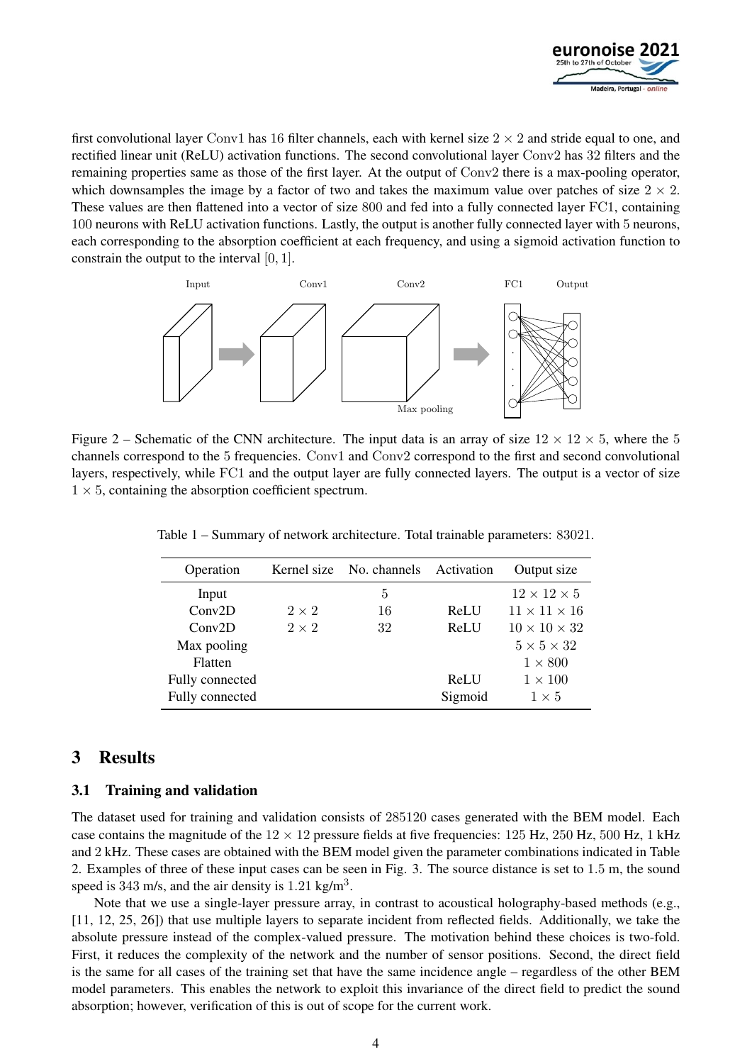first convolutional layer Conv1 has 16 filter channels, each with kernel size $2 \times 2$ and stride equal to one, and rectified linear unit (ReLU) activation functions. The second convolutional layer Conv2 has 32 filters and the remaining properties same as those of the first layer. At the output of Conv2 there is a max-pooling operator, which downsamples the image by a factor of two and takes the maximum value over patches of size $2 \times 2$. These values are then flattened into a vector of size 800 and fed into a fully connected layer FC1, containing 100 neurons with ReLU activation functions. Lastly, the output is another fully connected layer with 5 neurons, each corresponding to the absorption coefficient at each frequency, and using a sigmoid activation function to constrain the output to the interval $[0, 1]$.

Figure 2 – Schematic of the CNN architecture. The input data is an array of size $12 \times 12 \times 5$, where the 5 channels correspond to the 5 frequencies. Conv1 and Conv2 correspond to the first and second convolutional layers, respectively, while FC1 and the output layer are fully connected layers. The output is a vector of size $1 \times 5$, containing the absorption coefficient spectrum.

Table 1 – Summary of network architecture. Total trainable parameters: 83021.

| Operation | Kernel size | No. channels | Activation | Output size |
|---|---|---|---|---|
| Input | | 5 | | $12 \times 12 \times 5$ |
| Conv2D | $2 \times 2$ | 16 | ReLU | $11 \times 11 \times 16$ |
| Conv2D | $2 \times 2$ | 32 | ReLU | $10 \times 10 \times 32$ |
| Max pooling | | | | $5 \times 5 \times 32$ |
| Flatten | | | | $1 \times 800$ |
| Fully connected | | | ReLU | $1 \times 100$ |
| Fully connected | | | Sigmoid | $1 \times 5$ |

## 3 Results

### 3.1 Training and validation

The dataset used for training and validation consists of 285120 cases generated with the BEM model. Each case contains the magnitude of the $12 \times 12$ pressure fields at five frequencies: 125 Hz, 250 Hz, 500 Hz, 1 kHz and 2 kHz. These cases are obtained with the BEM model given the parameter combinations indicated in Table 2. Examples of three of these input cases can be seen in Fig. 3. The source distance is set to 1.5 m, the sound speed is 343 m/s, and the air density is 1.21 kg/m$^3$.

Note that we use a single-layer pressure array, in contrast to acoustical holography-based methods (e.g., [11, 12, 25, 26]) that use multiple layers to separate incident from reflected fields. Additionally, we take the absolute pressure instead of the complex-valued pressure. The motivation behind these choices is two-fold. First, it reduces the complexity of the network and the number of sensor positions. Second, the direct field is the same for all cases of the training set that have the same incidence angle – regardless of the other BEM model parameters. This enables the network to exploit this invariance of the direct field to predict the sound absorption; however, verification of this is out of scope for the current work.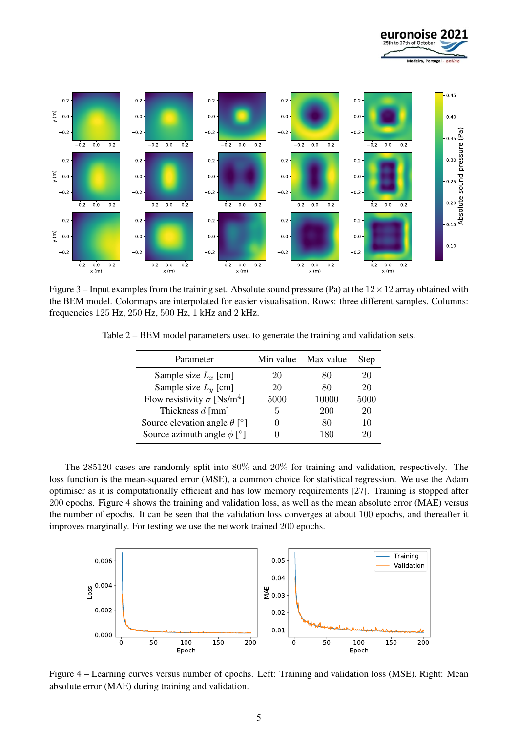Figure 3 – Input examples from the training set. Absolute sound pressure (Pa) at the $12 \times 12$ array obtained with the BEM model. Colormaps are interpolated for easier visualisation. Rows: three different samples. Columns: frequencies 125 Hz, 250 Hz, 500 Hz, 1 kHz and 2 kHz.

Table 2 – BEM model parameters used to generate the training and validation sets.

| Parameter | Min value | Max value | Step |
|---|---|---|---|
| Sample size $L_x$ [cm] | 20 | 80 | 20 |
| Sample size $L_y$ [cm] | 20 | 80 | 20 |
| Flow resistivity $\sigma$ [Ns/m$^4$] | 5000 | 10000 | 5000 |
| Thickness $d$ [mm] | 5 | 200 | 20 |
| Source elevation angle $\theta$ [°] | 0 | 80 | 10 |
| Source azimuth angle $\phi$ [°] | 0 | 180 | 20 |

The 285120 cases are randomly split into 80% and 20% for training and validation, respectively. The loss function is the mean-squared error (MSE), a common choice for statistical regression. We use the Adam optimiser as it is computationally efficient and has low memory requirements [27]. Training is stopped after 200 epochs. Figure 4 shows the training and validation loss, as well as the mean absolute error (MAE) versus the number of epochs. It can be seen that the validation loss converges at about 100 epochs, and thereafter it improves marginally. For testing we use the network trained 200 epochs.

Figure 4 – Learning curves versus number of epochs. Left: Training and validation loss (MSE). Right: Mean absolute error (MAE) during training and validation.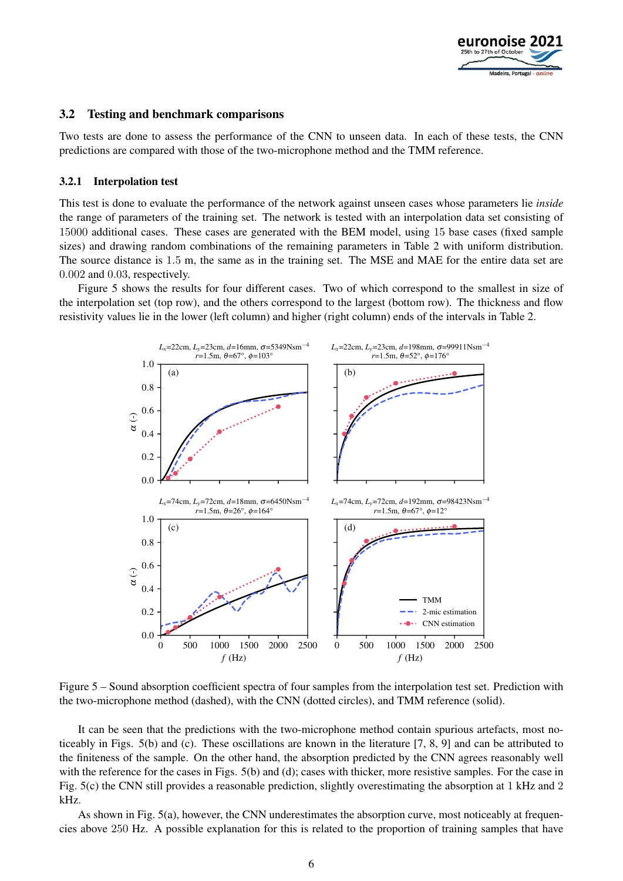### 3.2 Testing and benchmark comparisons

Two tests are done to assess the performance of the CNN to unseen data. In each of these tests, the CNN predictions are compared with those of the two-microphone method and the TMM reference.

#### 3.2.1 Interpolation test

This test is done to evaluate the performance of the network against unseen cases whose parameters lie *inside* the range of parameters of the training set. The network is tested with an interpolation data set consisting of 15000 additional cases. These cases are generated with the BEM model, using 15 base cases (fixed sample sizes) and drawing random combinations of the remaining parameters in Table 2 with uniform distribution. The source distance is 1.5 m, the same as in the training set. The MSE and MAE for the entire data set are 0.002 and 0.03, respectively.

Figure 5 shows the results for four different cases. Two of which correspond to the smallest in size of the interpolation set (top row), and the others correspond to the largest (bottom row). The thickness and flow resistivity values lie in the lower (left column) and higher (right column) ends of the intervals in Table 2.

Figure 5 – Sound absorption coefficient spectra of four samples from the interpolation test set. Prediction with the two-microphone method (dashed), with the CNN (dotted circles), and TMM reference (solid).

It can be seen that the predictions with the two-microphone method contain spurious artefacts, most noticeably in Figs. 5(b) and (c). These oscillations are known in the literature [7, 8, 9] and can be attributed to the finiteness of the sample. On the other hand, the absorption predicted by the CNN agrees reasonably well with the reference for the cases in Figs. 5(b) and (d); cases with thicker, more resistive samples. For the case in Fig. 5(c) the CNN still provides a reasonable prediction, slightly overestimating the absorption at 1 kHz and 2 kHz.

As shown in Fig. 5(a), however, the CNN underestimates the absorption curve, most noticeably at frequencies above 250 Hz. A possible explanation for this is related to the proportion of training samples that have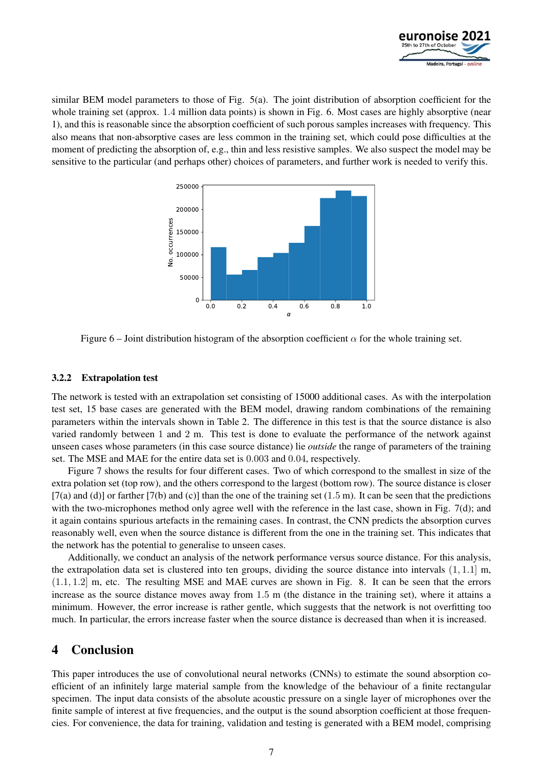similar BEM model parameters to those of Fig. 5(a). The joint distribution of absorption coefficient for the whole training set (approx. 1.4 million data points) is shown in Fig. 6. Most cases are highly absorptive (near 1), and this is reasonable since the absorption coefficient of such porous samples increases with frequency. This also means that non-absorptive cases are less common in the training set, which could pose difficulties at the moment of predicting the absorption of, e.g., thin and less resistive samples. We also suspect the model may be sensitive to the particular (and perhaps other) choices of parameters, and further work is needed to verify this.

Figure 6 – Joint distribution histogram of the absorption coefficient $\alpha$ for the whole training set.

### 3.2.2 Extrapolation test

The network is tested with an extrapolation set consisting of 15000 additional cases. As with the interpolation test set, 15 base cases are generated with the BEM model, drawing random combinations of the remaining parameters within the intervals shown in Table 2. The difference in this test is that the source distance is also varied randomly between 1 and 2 m. This test is done to evaluate the performance of the network against unseen cases whose parameters (in this case source distance) lie *outside* the range of parameters of the training set. The MSE and MAE for the entire data set is 0.003 and 0.04, respectively.

Figure 7 shows the results for four different cases. Two of which correspond to the smallest in size of the extra polation set (top row), and the others correspond to the largest (bottom row). The source distance is closer [7(a) and (d)] or farther [7(b) and (c)] than the one of the training set (1.5 m). It can be seen that the predictions with the two-microphones method only agree well with the reference in the last case, shown in Fig. 7(d); and it again contains spurious artefacts in the remaining cases. In contrast, the CNN predicts the absorption curves reasonably well, even when the source distance is different from the one in the training set. This indicates that the network has the potential to generalise to unseen cases.

Additionally, we conduct an analysis of the network performance versus source distance. For this analysis, the extrapolation data set is clustered into ten groups, dividing the source distance into intervals $(1, 1.1]$ m, $(1.1, 1.2]$ m, etc. The resulting MSE and MAE curves are shown in Fig. 8. It can be seen that the errors increase as the source distance moves away from 1.5 m (the distance in the training set), where it attains a minimum. However, the error increase is rather gentle, which suggests that the network is not overfitting too much. In particular, the errors increase faster when the source distance is decreased than when it is increased.

## 4 Conclusion

This paper introduces the use of convolutional neural networks (CNNs) to estimate the sound absorption coefficient of an infinitely large material sample from the knowledge of the behaviour of a finite rectangular specimen. The input data consists of the absolute acoustic pressure on a single layer of microphones over the finite sample of interest at five frequencies, and the output is the sound absorption coefficient at those frequencies. For convenience, the data for training, validation and testing is generated with a BEM model, comprising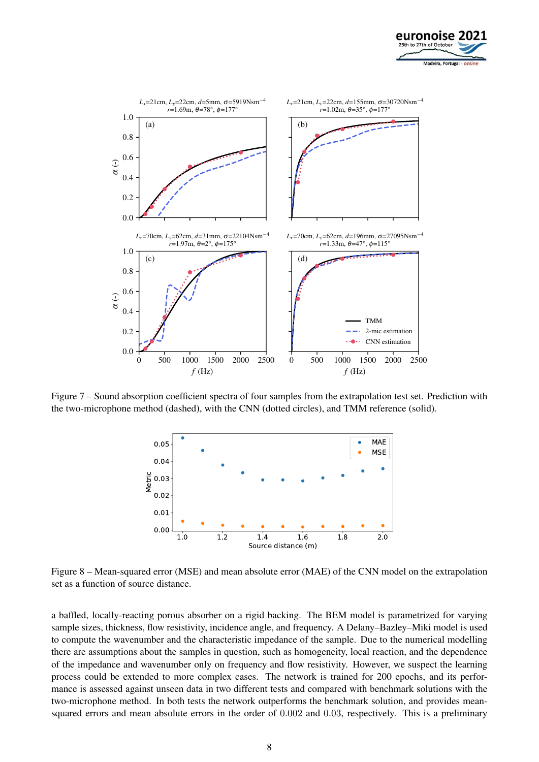Figure 7 – Sound absorption coefficient spectra of four samples from the extrapolation test set. Prediction with the two-microphone method (dashed), with the CNN (dotted circles), and TMM reference (solid).

Figure 8 – Mean-squared error (MSE) and mean absolute error (MAE) of the CNN model on the extrapolation set as a function of source distance.

a baffled, locally-reacting porous absorber on a rigid backing. The BEM model is parametrized for varying sample sizes, thickness, flow resistivity, incidence angle, and frequency. A Delany–Bazley–Miki model is used to compute the wavenumber and the characteristic impedance of the sample. Due to the numerical modelling there are assumptions about the samples in question, such as homogeneity, local reaction, and the dependence of the impedance and wavenumber only on frequency and flow resistivity. However, we suspect the learning process could be extended to more complex cases. The network is trained for 200 epochs, and its performance is assessed against unseen data in two different tests and compared with benchmark solutions with the two-microphone method. In both tests the network outperforms the benchmark solution, and provides mean-squared errors and mean absolute errors in the order of $0.002$ and $0.03$, respectively. This is a preliminary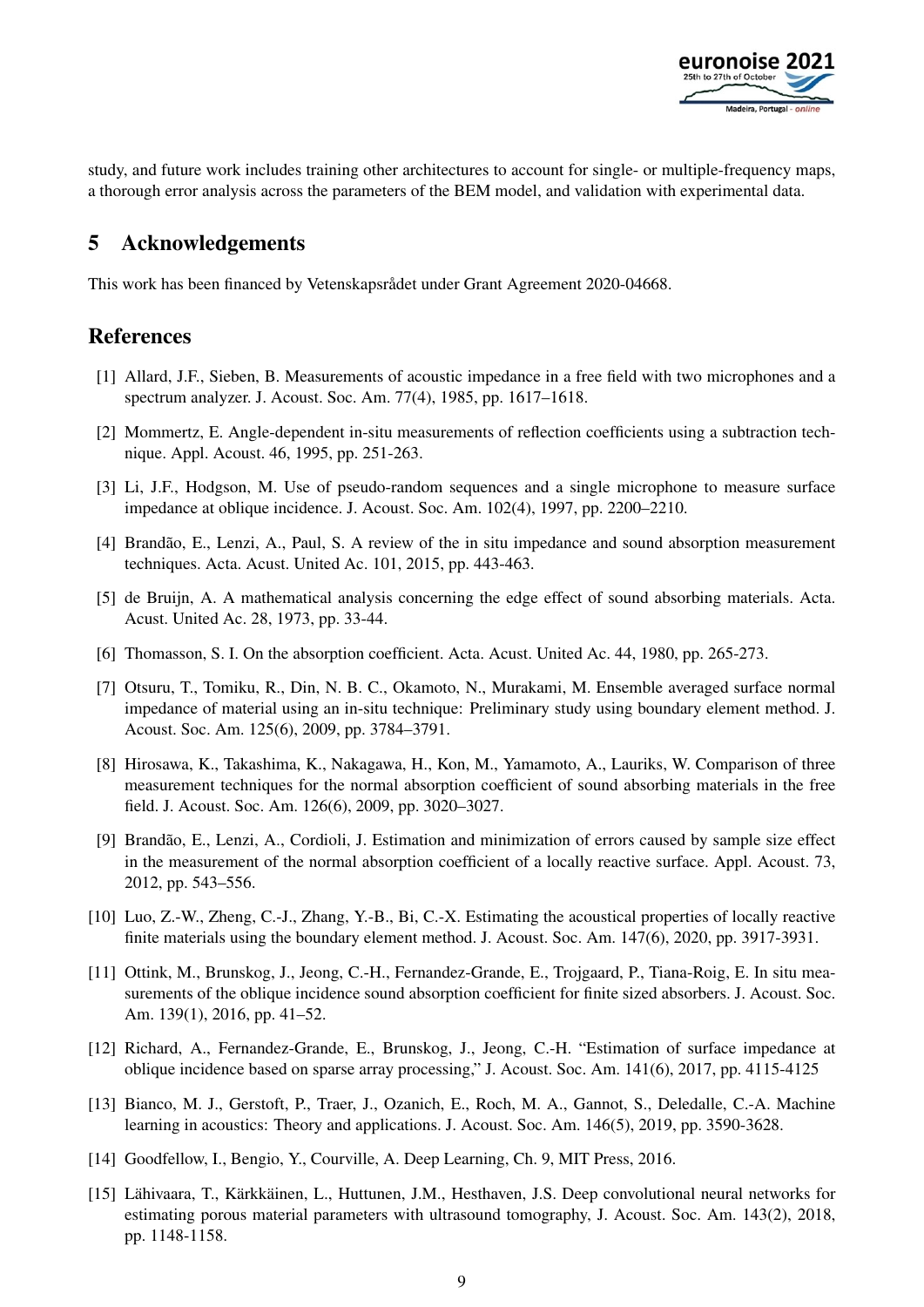study, and future work includes training other architectures to account for single- or multiple-frequency maps, a thorough error analysis across the parameters of the BEM model, and validation with experimental data.

## 5 Acknowledgements

This work has been financed by Vetenskapsrådet under Grant Agreement 2020-04668.

## References

[1] Allard, J.F., Sieben, B. Measurements of acoustic impedance in a free field with two microphones and a spectrum analyzer. J. Acoust. Soc. Am. 77(4), 1985, pp. 1617–1618.

[2] Mommertz, E. Angle-dependent in-situ measurements of reflection coefficients using a subtraction technique. Appl. Acoust. 46, 1995, pp. 251-263.

[3] Li, J.F., Hodgson, M. Use of pseudo-random sequences and a single microphone to measure surface impedance at oblique incidence. J. Acoust. Soc. Am. 102(4), 1997, pp. 2200–2210.

[4] Brandão, E., Lenzi, A., Paul, S. A review of the in situ impedance and sound absorption measurement techniques. Acta. Acust. United Ac. 101, 2015, pp. 443-463.

[5] de Bruijn, A. A mathematical analysis concerning the edge effect of sound absorbing materials. Acta. Acust. United Ac. 28, 1973, pp. 33-44.

[6] Thomasson, S. I. On the absorption coefficient. Acta. Acust. United Ac. 44, 1980, pp. 265-273.

[7] Otsuru, T., Tomiku, R., Din, N. B. C., Okamoto, N., Murakami, M. Ensemble averaged surface normal impedance of material using an in-situ technique: Preliminary study using boundary element method. J. Acoust. Soc. Am. 125(6), 2009, pp. 3784–3791.

[8] Hirosawa, K., Takashima, K., Nakagawa, H., Kon, M., Yamamoto, A., Lauriks, W. Comparison of three measurement techniques for the normal absorption coefficient of sound absorbing materials in the free field. J. Acoust. Soc. Am. 126(6), 2009, pp. 3020–3027.

[9] Brandão, E., Lenzi, A., Cordioli, J. Estimation and minimization of errors caused by sample size effect in the measurement of the normal absorption coefficient of a locally reactive surface. Appl. Acoust. 73, 2012, pp. 543–556.

[10] Luo, Z.-W., Zheng, C.-J., Zhang, Y.-B., Bi, C.-X. Estimating the acoustical properties of locally reactive finite materials using the boundary element method. J. Acoust. Soc. Am. 147(6), 2020, pp. 3917-3931.

[11] Ottink, M., Brunskog, J., Jeong, C.-H., Fernandez-Grande, E., Trojgaard, P., Tiana-Roig, E. In situ measurements of the oblique incidence sound absorption coefficient for finite sized absorbers. J. Acoust. Soc. Am. 139(1), 2016, pp. 41–52.

[12] Richard, A., Fernandez-Grande, E., Brunskog, J., Jeong, C.-H. "Estimation of surface impedance at oblique incidence based on sparse array processing," J. Acoust. Soc. Am. 141(6), 2017, pp. 4115-4125

[13] Bianco, M. J., Gerstoft, P., Traer, J., Ozanich, E., Roch, M. A., Gannot, S., Deledalle, C.-A. Machine learning in acoustics: Theory and applications. J. Acoust. Soc. Am. 146(5), 2019, pp. 3590-3628.

[14] Goodfellow, I., Bengio, Y., Courville, A. Deep Learning, Ch. 9, MIT Press, 2016.

[15] Lähivaara, T., Kärkkäinen, L., Huttunen, J.M., Hesthaven, J.S. Deep convolutional neural networks for estimating porous material parameters with ultrasound tomography, J. Acoust. Soc. Am. 143(2), 2018, pp. 1148-1158.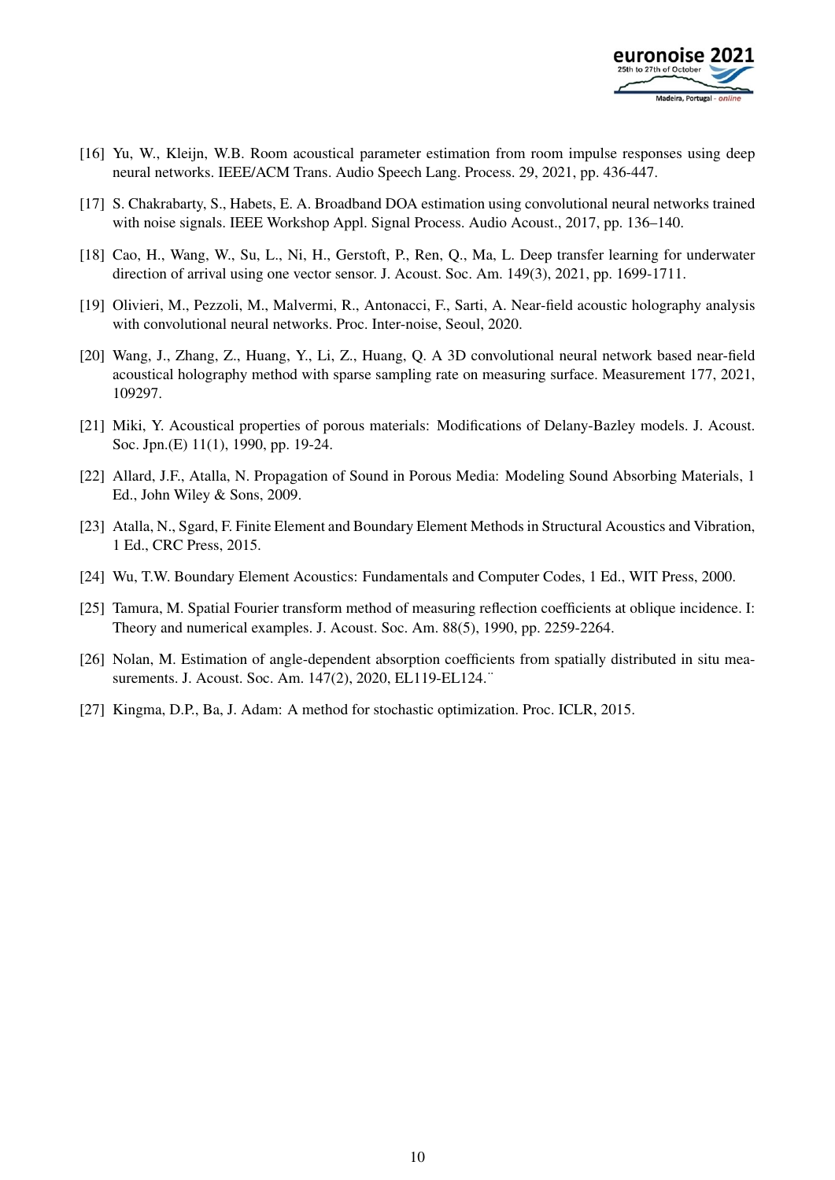[16] Yu, W., Kleijn, W.B. Room acoustical parameter estimation from room impulse responses using deep neural networks. IEEE/ACM Trans. Audio Speech Lang. Process. 29, 2021, pp. 436-447.

[17] S. Chakrabarty, S., Habets, E. A. Broadband DOA estimation using convolutional neural networks trained with noise signals. IEEE Workshop Appl. Signal Process. Audio Acoust., 2017, pp. 136–140.

[18] Cao, H., Wang, W., Su, L., Ni, H., Gerstoft, P., Ren, Q., Ma, L. Deep transfer learning for underwater direction of arrival using one vector sensor. J. Acoust. Soc. Am. 149(3), 2021, pp. 1699-1711.

[19] Olivieri, M., Pezzoli, M., Malvermi, R., Antonacci, F., Sarti, A. Near-field acoustic holography analysis with convolutional neural networks. Proc. Inter-noise, Seoul, 2020.

[20] Wang, J., Zhang, Z., Huang, Y., Li, Z., Huang, Q. A 3D convolutional neural network based near-field acoustical holography method with sparse sampling rate on measuring surface. Measurement 177, 2021, 109297.

[21] Miki, Y. Acoustical properties of porous materials: Modifications of Delany-Bazley models. J. Acoust. Soc. Jpn.(E) 11(1), 1990, pp. 19-24.

[22] Allard, J.F., Atalla, N. Propagation of Sound in Porous Media: Modeling Sound Absorbing Materials, 1 Ed., John Wiley & Sons, 2009.

[23] Atalla, N., Sgard, F. Finite Element and Boundary Element Methods in Structural Acoustics and Vibration, 1 Ed., CRC Press, 2015.

[24] Wu, T.W. Boundary Element Acoustics: Fundamentals and Computer Codes, 1 Ed., WIT Press, 2000.

[25] Tamura, M. Spatial Fourier transform method of measuring reflection coefficients at oblique incidence. I: Theory and numerical examples. J. Acoust. Soc. Am. 88(5), 1990, pp. 2259-2264.

[26] Nolan, M. Estimation of angle-dependent absorption coefficients from spatially distributed in situ measurements. J. Acoust. Soc. Am. 147(2), 2020, EL119-EL124.¨

[27] Kingma, D.P., Ba, J. Adam: A method for stochastic optimization. Proc. ICLR, 2015.